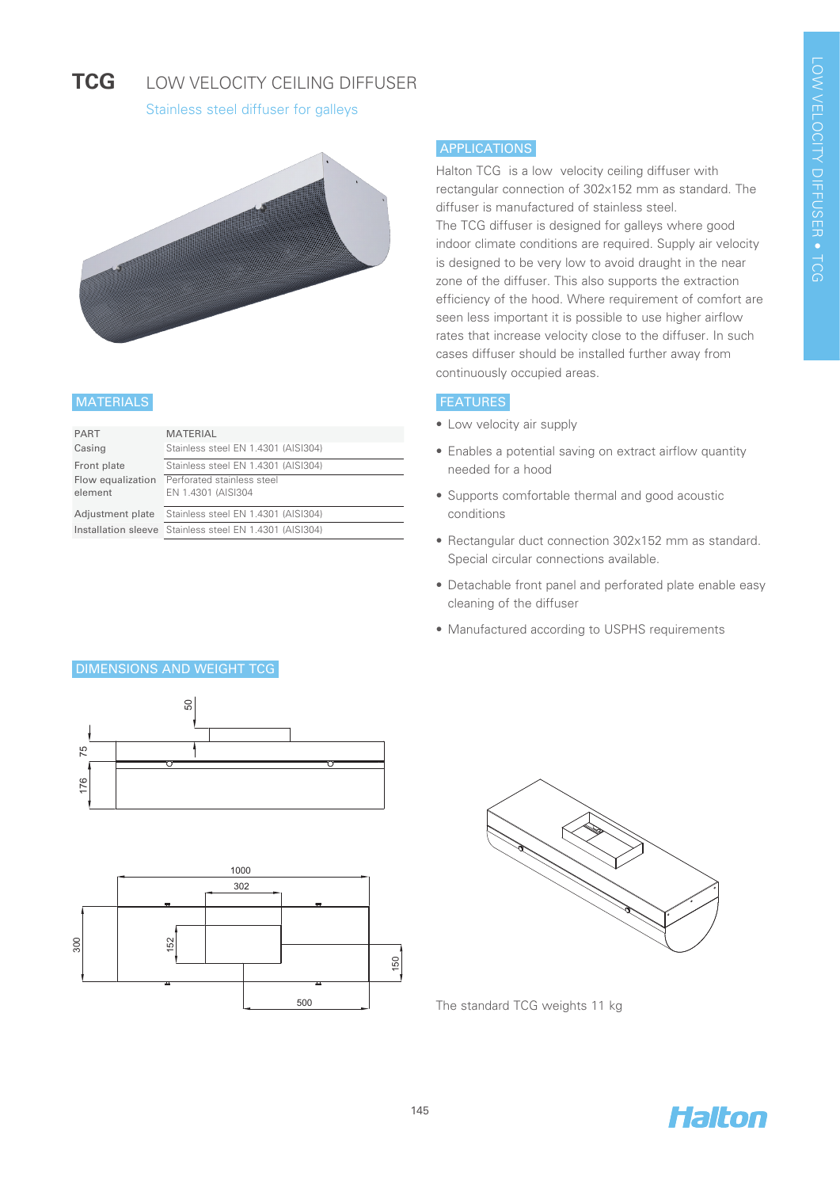# TCG LOW VELOCITY CEILING DIFFUSER

Stainless steel diffuser for galleys

## APPLICATIONS

Halton TCG is a low velocity ceiling diffuser with rectangular connection of 302x152 mm as standard. The diffuser is manufactured of stainless steel.

The TCG diffuser is designed for galleys where good indoor climate conditions are required. Supply air velocity is designed to be very low to avoid draught in the near zone of the diffuser. This also supports the extraction efficiency of the hood. Where requirement of comfort are seen less important it is possible to use higher airflow rates that increase velocity close to the diffuser. In such cases diffuser should be installed further away from continuously occupied areas.

## MATERIALS

| PART | MATERIAL |
|---|---|
| Casing | Stainless steel EN 1.4301 (AISI304) |
| Front plate | Stainless steel EN 1.4301 (AISI304) |
| Flow equalization element | Perforated stainless steel EN 1.4301 (AISI304 |
| Adjustment plate | Stainless steel EN 1.4301 (AISI304) |
| Installation sleeve | Stainless steel EN 1.4301 (AISI304) |

## FEATURES

- Low velocity air supply
- Enables a potential saving on extract airflow quantity needed for a hood
- Supports comfortable thermal and good acoustic conditions
- Rectangular duct connection 302x152 mm as standard. Special circular connections available.
- Detachable front panel and perforated plate enable easy cleaning of the diffuser
- Manufactured according to USPHS requirements

## DIMENSIONS AND WEIGHT TCG

The standard TCG weights 11 kg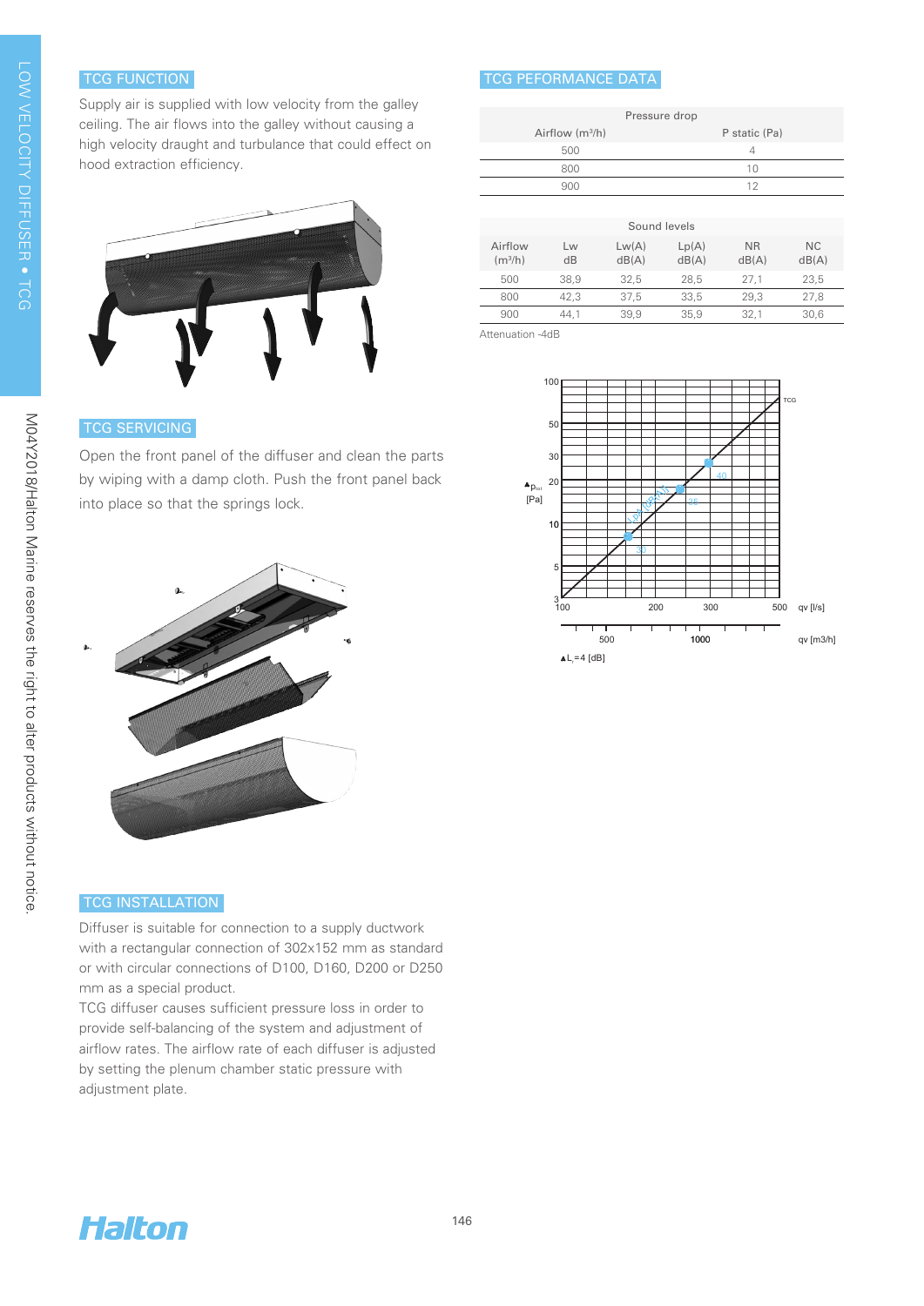## TCG FUNCTION

Supply air is supplied with low velocity from the galley ceiling. The air flows into the galley without causing a high velocity draught and turbulance that could effect on hood extraction efficiency.

## TCG SERVICING

Open the front panel of the diffuser and clean the parts by wiping with a damp cloth. Push the front panel back into place so that the springs lock.

## TCG INSTALLATION

Diffuser is suitable for connection to a supply ductwork with a rectangular connection of 302x152 mm as standard or with circular connections of D100, D160, D200 or D250 mm as a special product.

TCG diffuser causes sufficient pressure loss in order to provide self-balancing of the system and adjustment of airflow rates. The airflow rate of each diffuser is adjusted by setting the plenum chamber static pressure with adjustment plate.

## TCG PEFORMANCE DATA

| Pressure drop | |
|---|---|
| Airflow (m³/h) | P static (Pa) |
| 500 | 4 |
| 800 | 10 |
| 900 | 12 |

| Sound levels | | | | | |
|---|---|---|---|---|---|
| Airflow (m³/h) | Lw dB | Lw(A) dB(A) | Lp(A) dB(A) | NR dB(A) | NC dB(A) |
| 500 | 38,9 | 32,5 | 28,5 | 27,1 | 23,5 |
| 800 | 42,3 | 37,5 | 33,5 | 29,3 | 27,8 |
| 900 | 44,1 | 39,9 | 35,9 | 32,1 | 30,6 |

Attenuation -4dB

100
50
30
20
10
5
3
$\Delta p_{tot}$ [Pa]
TCG
40
35
30
$L_{pA}$ [dB(A)]
100
200
300
500
qv [l/s]
500
1000
qv [m3/h]
$\Delta L_r$=4 [dB]